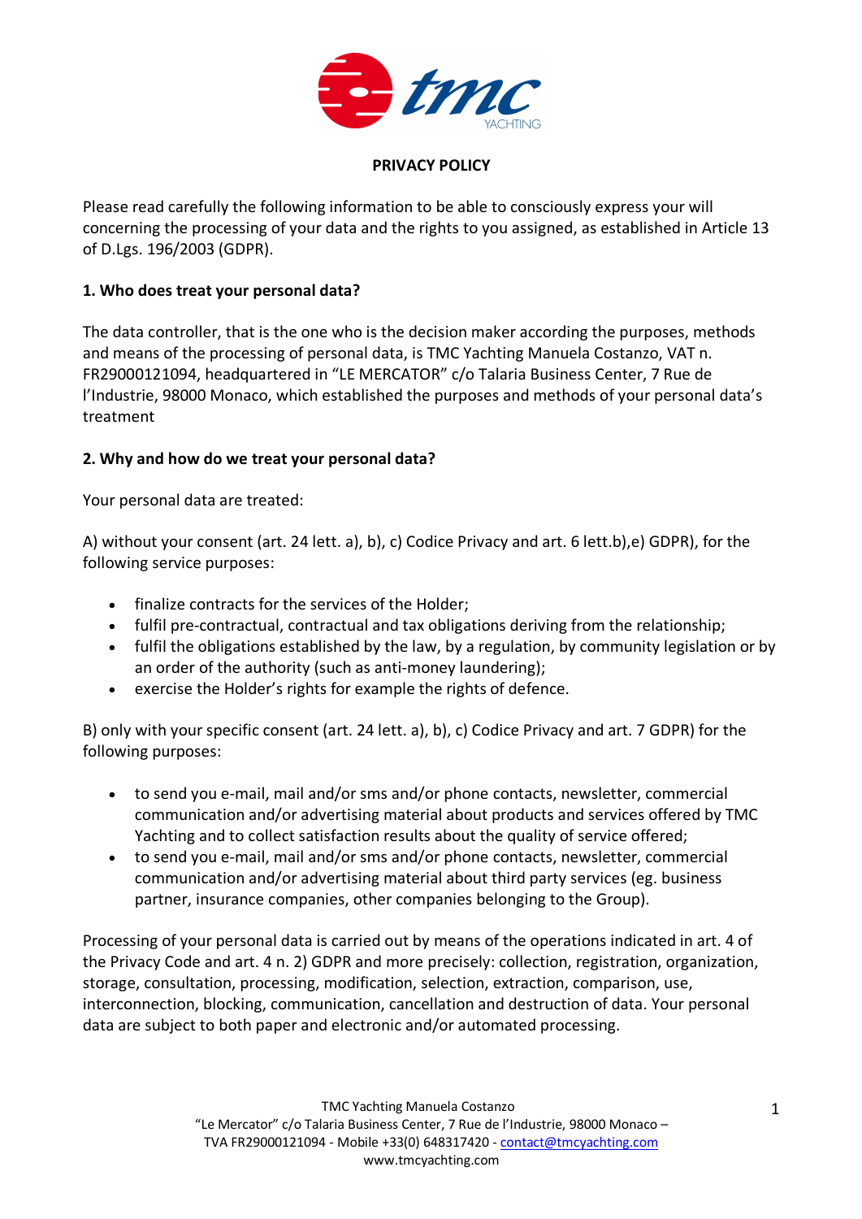**PRIVACY POLICY**

Please read carefully the following information to be able to consciously express your will concerning the processing of your data and the rights to you assigned, as established in Article 13 of D.Lgs. 196/2003 (GDPR).

**1. Who does treat your personal data?**

The data controller, that is the one who is the decision maker according the purposes, methods and means of the processing of personal data, is TMC Yachting Manuela Costanzo, VAT n. FR29000121094, headquartered in "LE MERCATOR" c/o Talaria Business Center, 7 Rue de l'Industrie, 98000 Monaco, which established the purposes and methods of your personal data's treatment

**2. Why and how do we treat your personal data?**

Your personal data are treated:

A) without your consent (art. 24 lett. a), b), c) Codice Privacy and art. 6 lett.b),e) GDPR), for the following service purposes:

- finalize contracts for the services of the Holder;
- fulfil pre-contractual, contractual and tax obligations deriving from the relationship;
- fulfil the obligations established by the law, by a regulation, by community legislation or by an order of the authority (such as anti-money laundering);
- exercise the Holder's rights for example the rights of defence.

B) only with your specific consent (art. 24 lett. a), b), c) Codice Privacy and art. 7 GDPR) for the following purposes:

- to send you e-mail, mail and/or sms and/or phone contacts, newsletter, commercial communication and/or advertising material about products and services offered by TMC Yachting and to collect satisfaction results about the quality of service offered;
- to send you e-mail, mail and/or sms and/or phone contacts, newsletter, commercial communication and/or advertising material about third party services (eg. business partner, insurance companies, other companies belonging to the Group).

Processing of your personal data is carried out by means of the operations indicated in art. 4 of the Privacy Code and art. 4 n. 2) GDPR and more precisely: collection, registration, organization, storage, consultation, processing, modification, selection, extraction, comparison, use, interconnection, blocking, communication, cancellation and destruction of data. Your personal data are subject to both paper and electronic and/or automated processing.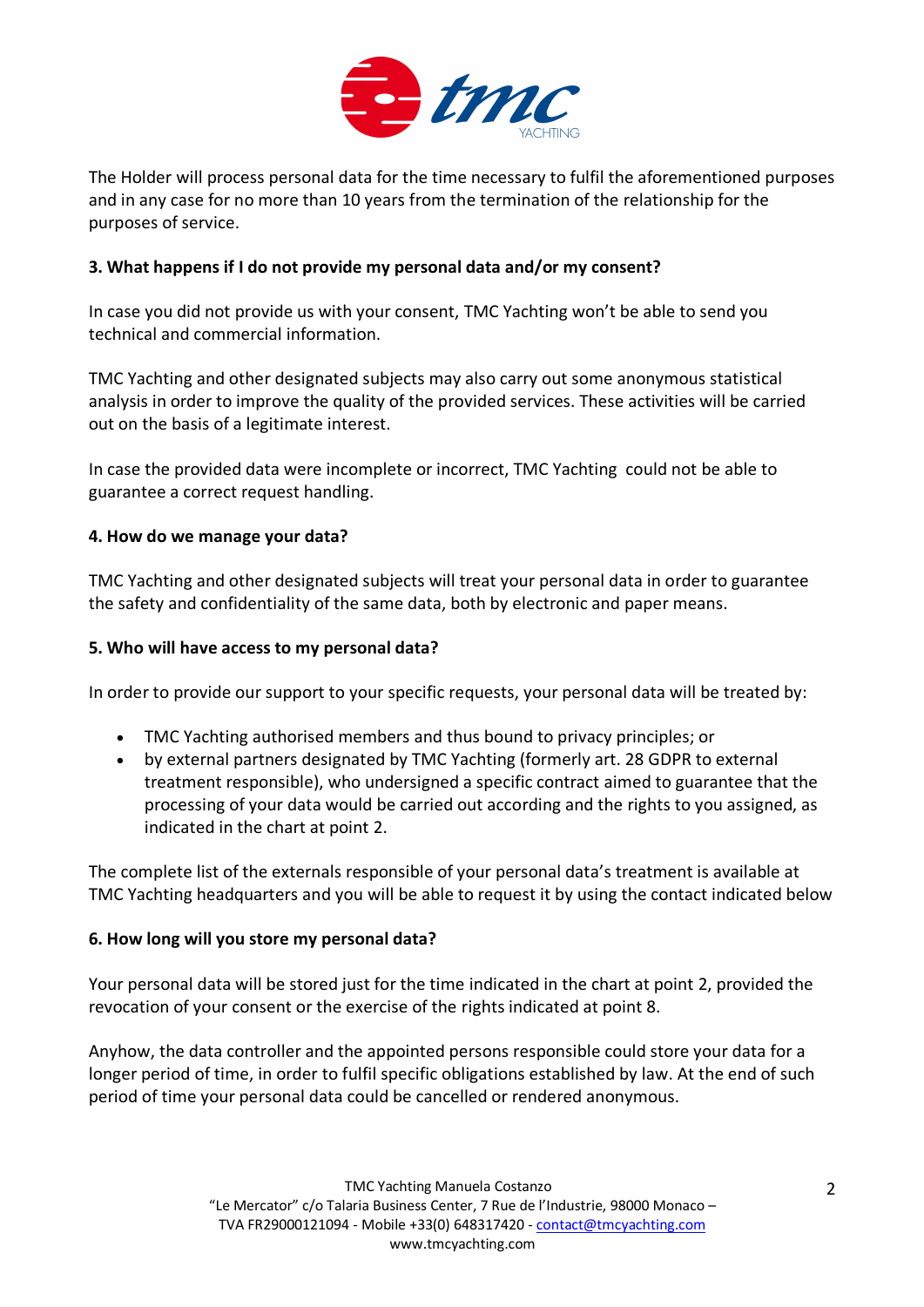The Holder will process personal data for the time necessary to fulfil the aforementioned purposes and in any case for no more than 10 years from the termination of the relationship for the purposes of service.

**3. What happens if I do not provide my personal data and/or my consent?**

In case you did not provide us with your consent, TMC Yachting won't be able to send you technical and commercial information.

TMC Yachting and other designated subjects may also carry out some anonymous statistical analysis in order to improve the quality of the provided services. These activities will be carried out on the basis of a legitimate interest.

In case the provided data were incomplete or incorrect, TMC Yachting could not be able to guarantee a correct request handling.

**4. How do we manage your data?**

TMC Yachting and other designated subjects will treat your personal data in order to guarantee the safety and confidentiality of the same data, both by electronic and paper means.

**5. Who will have access to my personal data?**

In order to provide our support to your specific requests, your personal data will be treated by:

- TMC Yachting authorised members and thus bound to privacy principles; or
- by external partners designated by TMC Yachting (formerly art. 28 GDPR to external treatment responsible), who undersigned a specific contract aimed to guarantee that the processing of your data would be carried out according and the rights to you assigned, as indicated in the chart at point 2.

The complete list of the externals responsible of your personal data's treatment is available at TMC Yachting headquarters and you will be able to request it by using the contact indicated below

**6. How long will you store my personal data?**

Your personal data will be stored just for the time indicated in the chart at point 2, provided the revocation of your consent or the exercise of the rights indicated at point 8.

Anyhow, the data controller and the appointed persons responsible could store your data for a longer period of time, in order to fulfil specific obligations established by law. At the end of such period of time your personal data could be cancelled or rendered anonymous.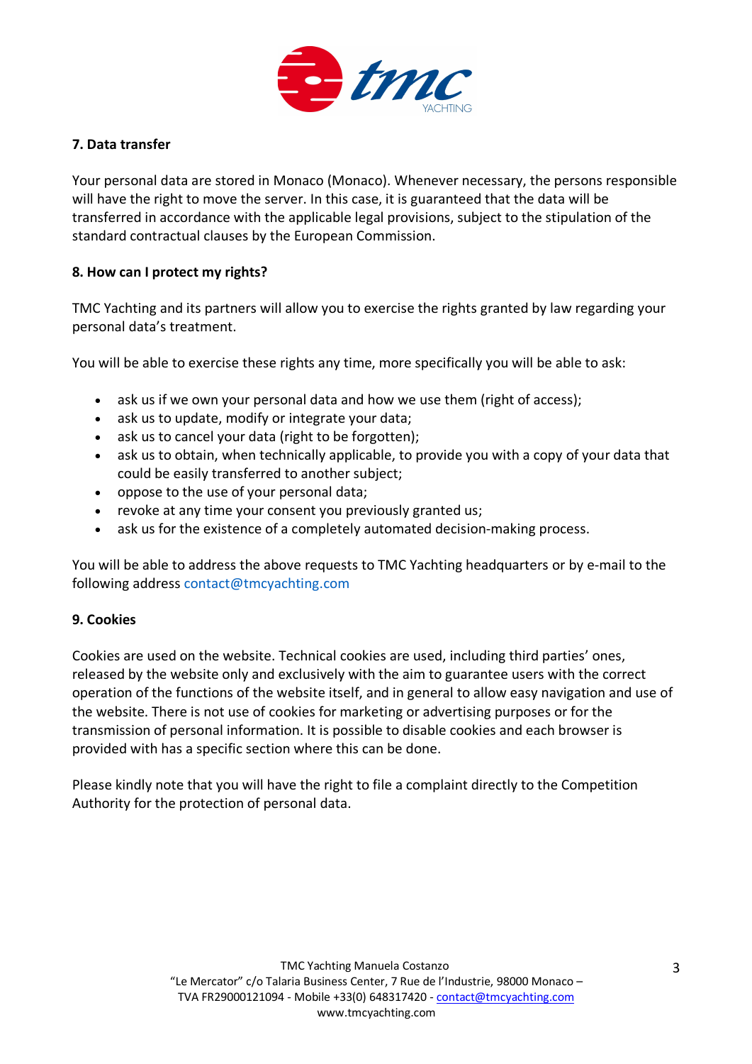### 7. Data transfer

Your personal data are stored in Monaco (Monaco). Whenever necessary, the persons responsible will have the right to move the server. In this case, it is guaranteed that the data will be transferred in accordance with the applicable legal provisions, subject to the stipulation of the standard contractual clauses by the European Commission.

### 8. How can I protect my rights?

TMC Yachting and its partners will allow you to exercise the rights granted by law regarding your personal data's treatment.

You will be able to exercise these rights any time, more specifically you will be able to ask:

- ask us if we own your personal data and how we use them (right of access);
- ask us to update, modify or integrate your data;
- ask us to cancel your data (right to be forgotten);
- ask us to obtain, when technically applicable, to provide you with a copy of your data that could be easily transferred to another subject;
- oppose to the use of your personal data;
- revoke at any time your consent you previously granted us;
- ask us for the existence of a completely automated decision-making process.

You will be able to address the above requests to TMC Yachting headquarters or by e-mail to the following address contact@tmcyachting.com

### 9. Cookies

Cookies are used on the website. Technical cookies are used, including third parties' ones, released by the website only and exclusively with the aim to guarantee users with the correct operation of the functions of the website itself, and in general to allow easy navigation and use of the website. There is not use of cookies for marketing or advertising purposes or for the transmission of personal information. It is possible to disable cookies and each browser is provided with has a specific section where this can be done.

Please kindly note that you will have the right to file a complaint directly to the Competition Authority for the protection of personal data.

TMC Yachting Manuela Costanzo
"Le Mercator" c/o Talaria Business Center, 7 Rue de l'Industrie, 98000 Monaco –
TVA FR29000121094 - Mobile +33(0) 648317420 - contact@tmcyachting.com
www.tmcyachting.com